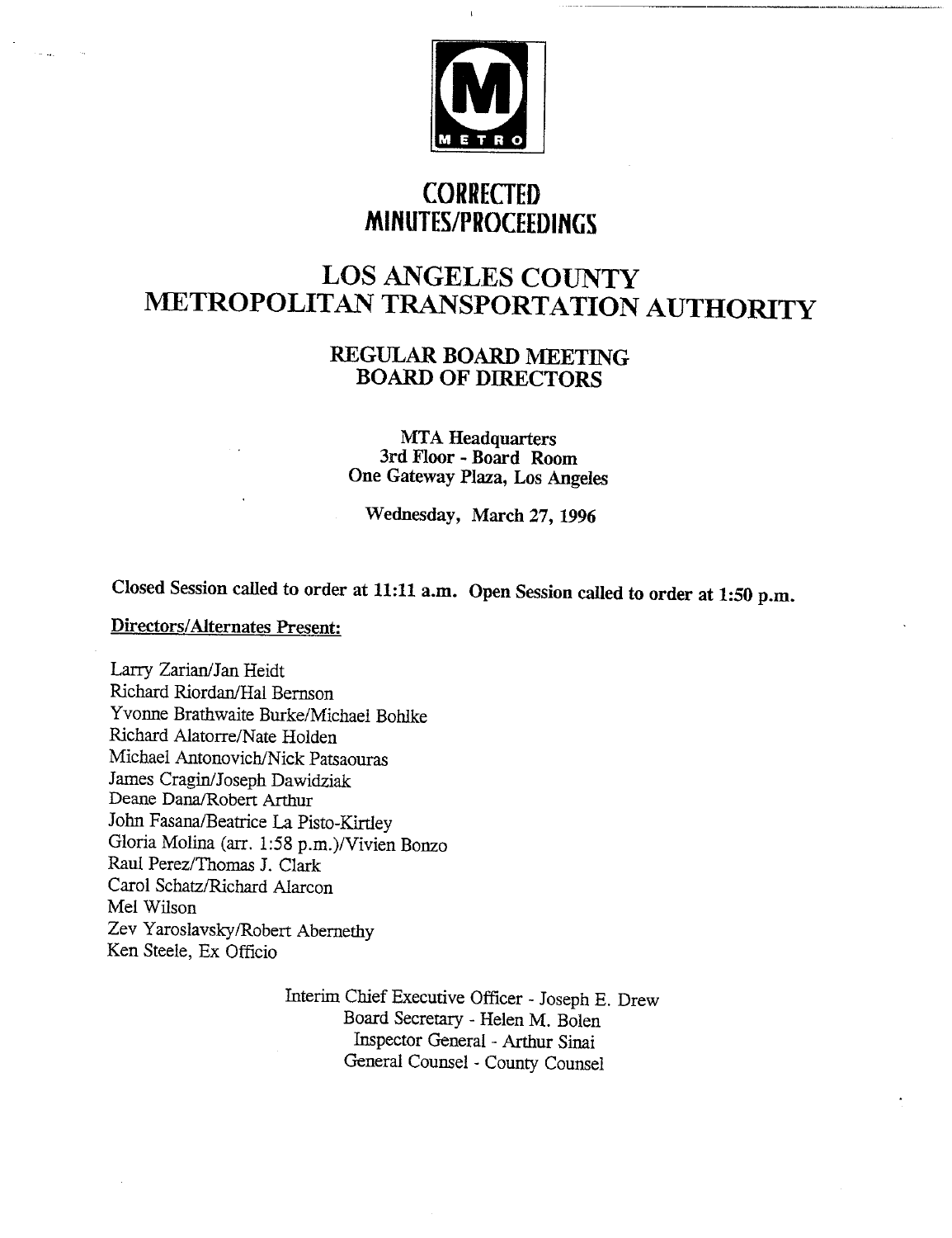M METRO

# CORRECTED MINUTES/PROCEEDINGS

# LOS ANGELES COUNTY METROPOLITAN TRANSPORTATION AUTHORITY

## REGULAR BOARD MEETING BOARD OF DIRECTORS

MTA Headquarters
3rd Floor - Board Room
One Gateway Plaza, Los Angeles

Wednesday, March 27, 1996

**Closed Session called to order at 11:11 a.m. Open Session called to order at 1:50 p.m.**

**Directors/Alternates Present:**

Larry Zarian/Jan Heidt
Richard Riordan/Hal Bernson
Yvonne Brathwaite Burke/Michael Bohlke
Richard Alatorre/Nate Holden
Michael Antonovich/Nick Patsaouras
James Cragin/Joseph Dawidziak
Deane Dana/Robert Arthur
John Fasana/Beatrice La Pisto-Kirtley
Gloria Molina (arr. 1:58 p.m.)/Vivien Bonzo
Raul Perez/Thomas J. Clark
Carol Schatz/Richard Alarcon
Mel Wilson
Zev Yaroslavsky/Robert Abernethy
Ken Steele, Ex Officio

Interim Chief Executive Officer - Joseph E. Drew
Board Secretary - Helen M. Bolen
Inspector General - Arthur Sinai
General Counsel - County Counsel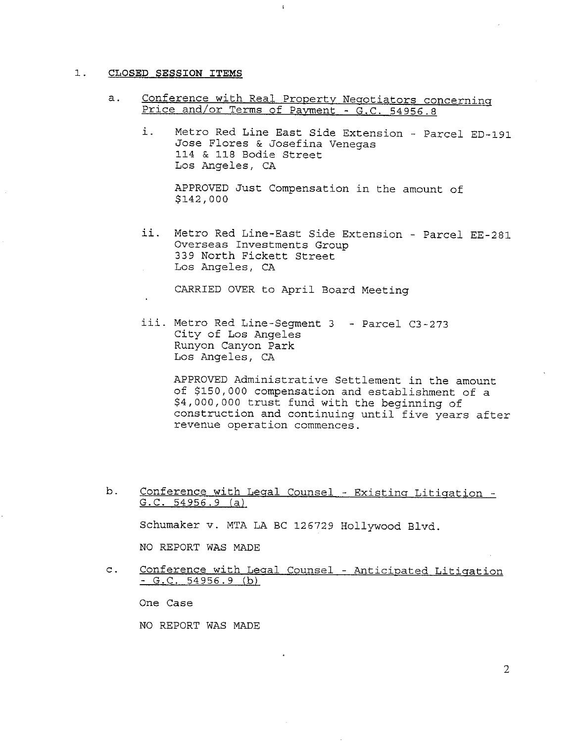## 1. CLOSED SESSION ITEMS

a. Conference with Real Property Negotiators concerning Price and/or Terms of Payment - G.C. 54956.8

i. Metro Red Line East Side Extension - Parcel ED-191
Jose Flores & Josefina Venegas
114 & 118 Bodie Street
Los Angeles, CA

APPROVED Just Compensation in the amount of $142,000

ii. Metro Red Line-East Side Extension - Parcel EE-281
Overseas Investments Group
339 North Fickett Street
Los Angeles, CA

CARRIED OVER to April Board Meeting

iii. Metro Red Line-Segment 3 - Parcel C3-273
City of Los Angeles
Runyon Canyon Park
Los Angeles, CA

APPROVED Administrative Settlement in the amount of $150,000 compensation and establishment of a $4,000,000 trust fund with the beginning of construction and continuing until five years after revenue operation commences.

b. Conference with Legal Counsel - Existing Litigation - G.C. 54956.9 (a)

Schumaker v. MTA LA BC 126729 Hollywood Blvd.

NO REPORT WAS MADE

c. Conference with Legal Counsel - Anticipated Litigation - G.C. 54956.9 (b)

One Case

NO REPORT WAS MADE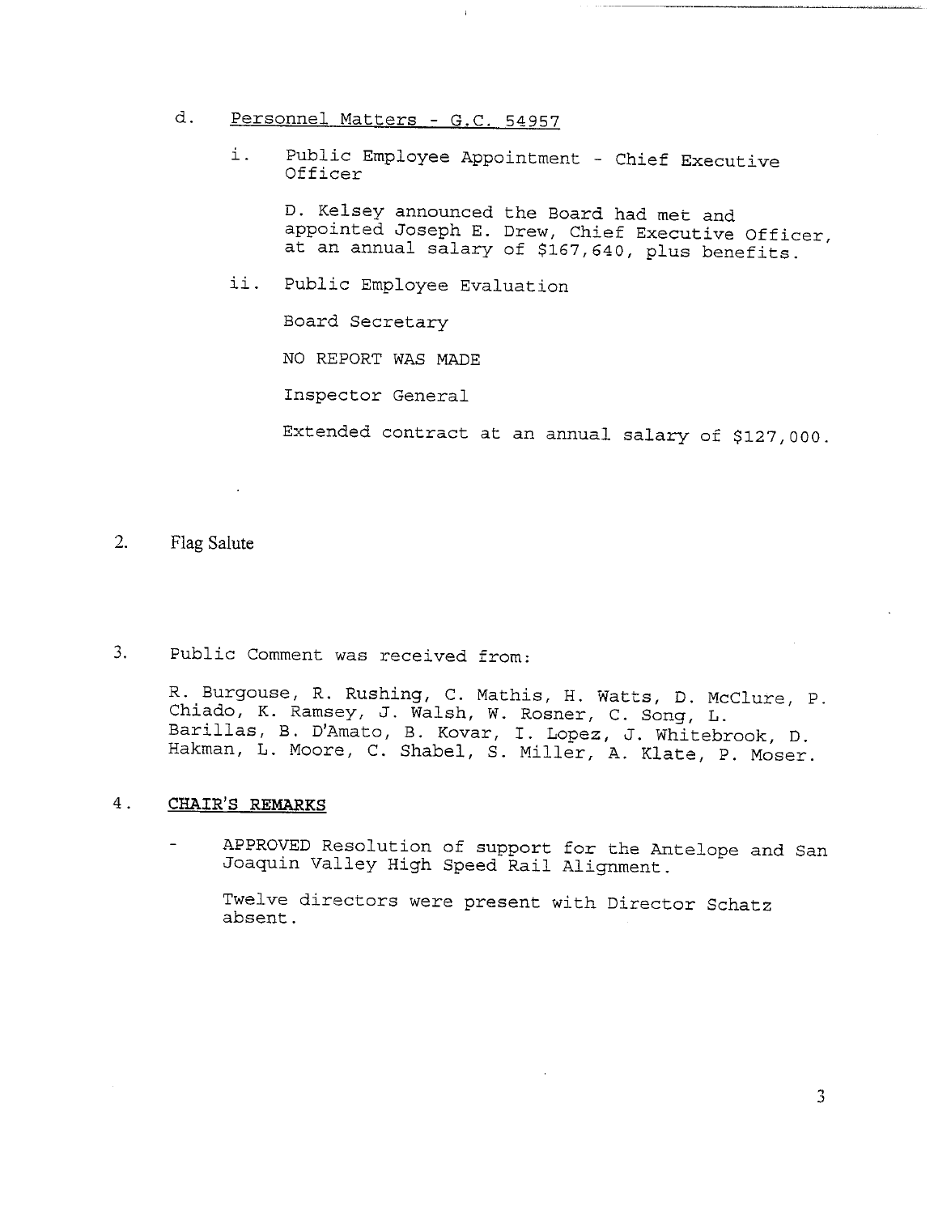d. Personnel Matters - G.C. 54957

i. Public Employee Appointment - Chief Executive Officer

D. Kelsey announced the Board had met and appointed Joseph E. Drew, Chief Executive Officer, at an annual salary of $167,640, plus benefits.

ii. Public Employee Evaluation

Board Secretary

NO REPORT WAS MADE

Inspector General

Extended contract at an annual salary of $127,000.

2. Flag Salute

3. Public Comment was received from:

R. Burgouse, R. Rushing, C. Mathis, H. Watts, D. McClure, P. Chiado, K. Ramsey, J. Walsh, W. Rosner, C. Song, L. Barillas, B. D'Amato, B. Kovar, I. Lopez, J. Whitebrook, D. Hakman, L. Moore, C. Shabel, S. Miller, A. Klate, P. Moser.

4. **CHAIR'S REMARKS**

- APPROVED Resolution of support for the Antelope and San Joaquin Valley High Speed Rail Alignment.

  Twelve directors were present with Director Schatz absent.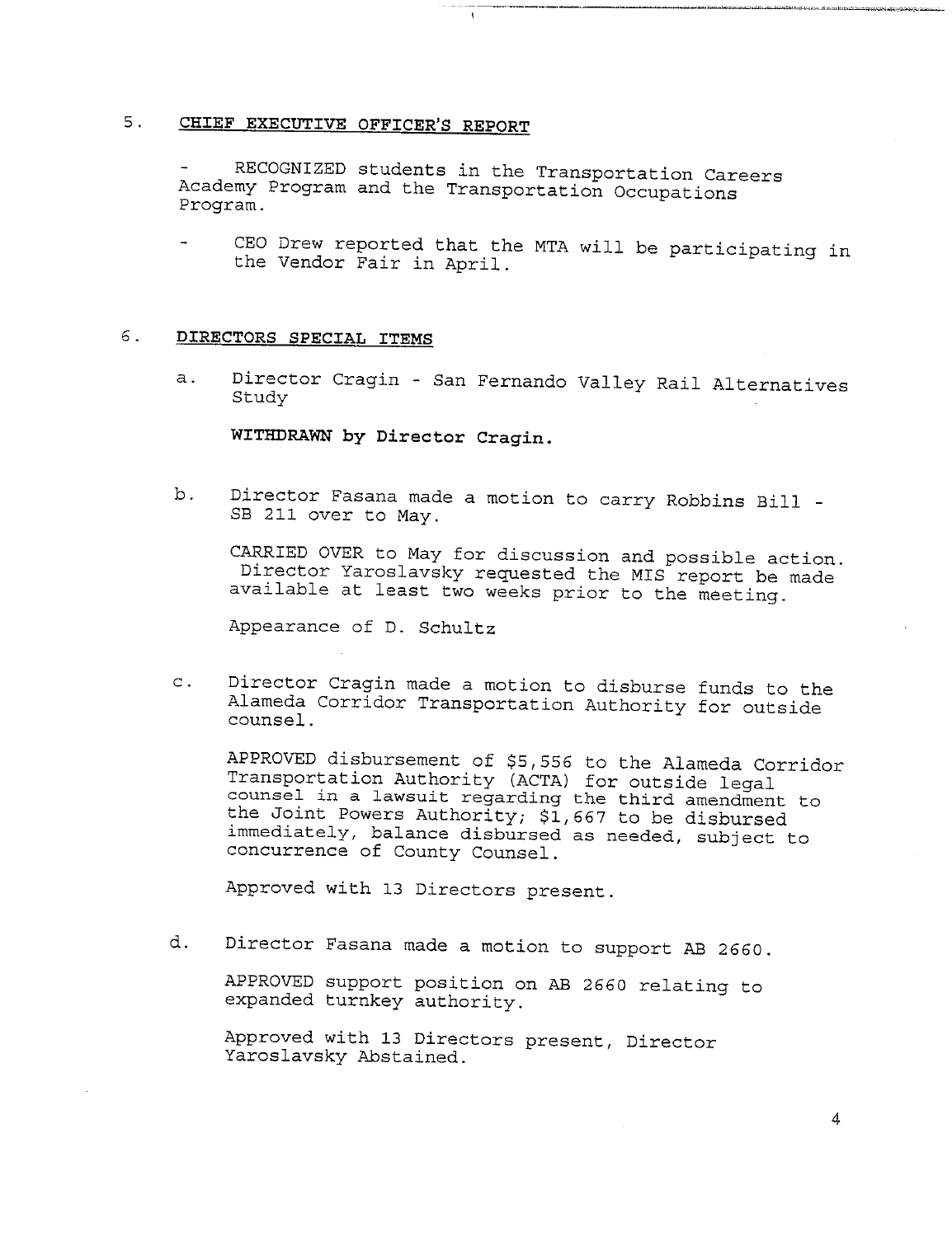## 5. CHIEF EXECUTIVE OFFICER'S REPORT

- RECOGNIZED students in the Transportation Careers Academy Program and the Transportation Occupations Program.

- CEO Drew reported that the MTA will be participating in the Vendor Fair in April.

## 6. DIRECTORS SPECIAL ITEMS

a. Director Cragin - San Fernando Valley Rail Alternatives Study

**WITHDRAWN by Director Cragin.**

b. Director Fasana made a motion to carry Robbins Bill - SB 211 over to May.

CARRIED OVER to May for discussion and possible action. Director Yaroslavsky requested the MIS report be made available at least two weeks prior to the meeting.

Appearance of D. Schultz

c. Director Cragin made a motion to disburse funds to the Alameda Corridor Transportation Authority for outside counsel.

APPROVED disbursement of $5,556 to the Alameda Corridor Transportation Authority (ACTA) for outside legal counsel in a lawsuit regarding the third amendment to the Joint Powers Authority; $1,667 to be disbursed immediately, balance disbursed as needed, subject to concurrence of County Counsel.

Approved with 13 Directors present.

d. Director Fasana made a motion to support AB 2660.

APPROVED support position on AB 2660 relating to expanded turnkey authority.

Approved with 13 Directors present, Director Yaroslavsky Abstained.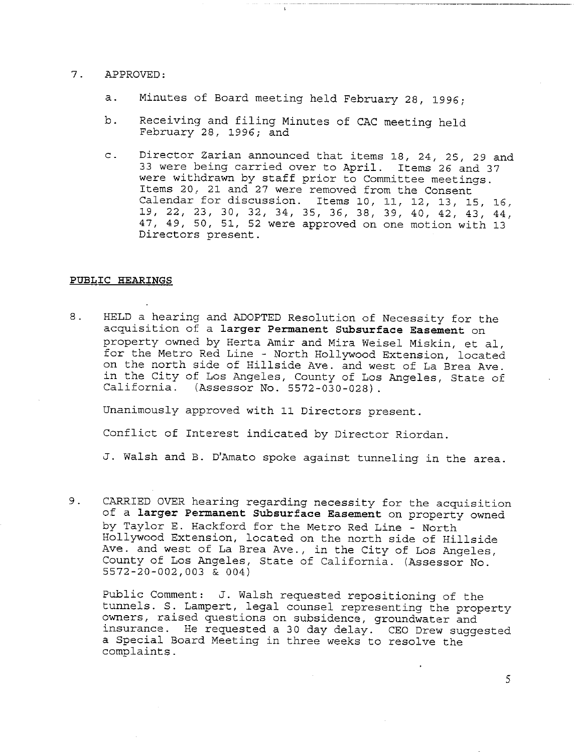7. APPROVED:

   a. Minutes of Board meeting held February 28, 1996;

   b. Receiving and filing Minutes of CAC meeting held February 28, 1996; and

   c. Director Zarian announced that items 18, 24, 25, 29 and 33 were being carried over to April. Items 26 and 37 were withdrawn by staff prior to Committee meetings. Items 20, 21 and 27 were removed from the Consent Calendar for discussion. Items 10, 11, 12, 13, 15, 16, 19, 22, 23, 30, 32, 34, 35, 36, 38, 39, 40, 42, 43, 44, 47, 49, 50, 51, 52 were approved on one motion with 13 Directors present.

## PUBLIC HEARINGS

8. HELD a hearing and ADOPTED Resolution of Necessity for the acquisition of a **larger Permanent Subsurface Easement** on property owned by Herta Amir and Mira Weisel Miskin, et al, for the Metro Red Line - North Hollywood Extension, located on the north side of Hillside Ave. and west of La Brea Ave. in the City of Los Angeles, County of Los Angeles, State of California. (Assessor No. 5572-030-028).

   Unanimously approved with 11 Directors present.

   Conflict of Interest indicated by Director Riordan.

   J. Walsh and B. D'Amato spoke against tunneling in the area.

9. CARRIED OVER hearing regarding necessity for the acquisition of a **larger Permanent Subsurface Easement** on property owned by Taylor E. Hackford for the Metro Red Line - North Hollywood Extension, located on the north side of Hillside Ave. and west of La Brea Ave., in the City of Los Angeles, County of Los Angeles, State of California. (Assessor No. 5572-20-002,003 & 004)

   Public Comment: J. Walsh requested repositioning of the tunnels. S. Lampert, legal counsel representing the property owners, raised questions on subsidence, groundwater and insurance. He requested a 30 day delay. CEO Drew suggested a Special Board Meeting in three weeks to resolve the complaints.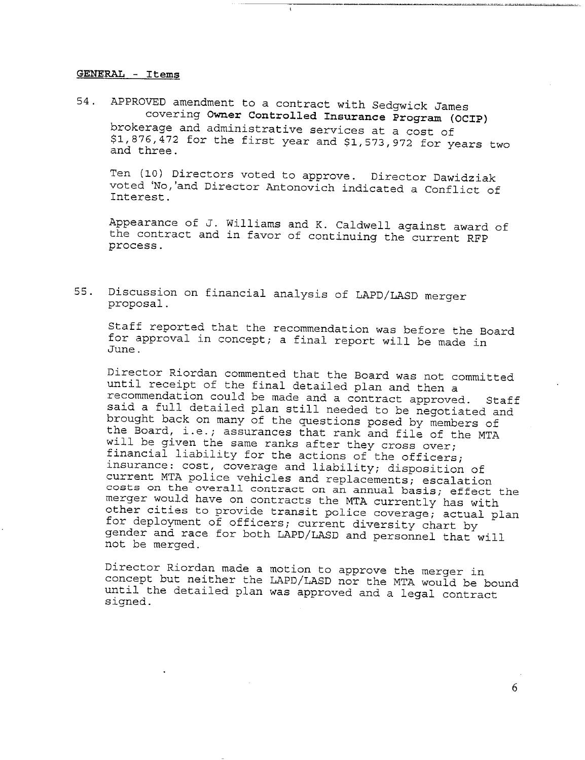**GENERAL - Items**

54. APPROVED amendment to a contract with Sedgwick James covering **Owner Controlled Insurance Program (OCIP)** brokerage and administrative services at a cost of $1,876,472 for the first year and $1,573,972 for years two and three.

    Ten (10) Directors voted to approve. Director Dawidziak voted 'No,'and Director Antonovich indicated a Conflict of Interest.

    Appearance of J. Williams and K. Caldwell against award of the contract and in favor of continuing the current RFP process.

55. Discussion on financial analysis of LAPD/LASD merger proposal.

    Staff reported that the recommendation was before the Board for approval in concept; a final report will be made in June.

    Director Riordan commented that the Board was not committed until receipt of the final detailed plan and then a recommendation could be made and a contract approved. Staff said a full detailed plan still needed to be negotiated and brought back on many of the questions posed by members of the Board, i.e.; assurances that rank and file of the MTA will be given the same ranks after they cross over; financial liability for the actions of the officers; insurance: cost, coverage and liability; disposition of current MTA police vehicles and replacements; escalation costs on the overall contract on an annual basis; effect the merger would have on contracts the MTA currently has with other cities to provide transit police coverage; actual plan for deployment of officers; current diversity chart by gender and race for both LAPD/LASD and personnel that will not be merged.

    Director Riordan made a motion to approve the merger in concept but neither the LAPD/LASD nor the MTA would be bound until the detailed plan was approved and a legal contract signed.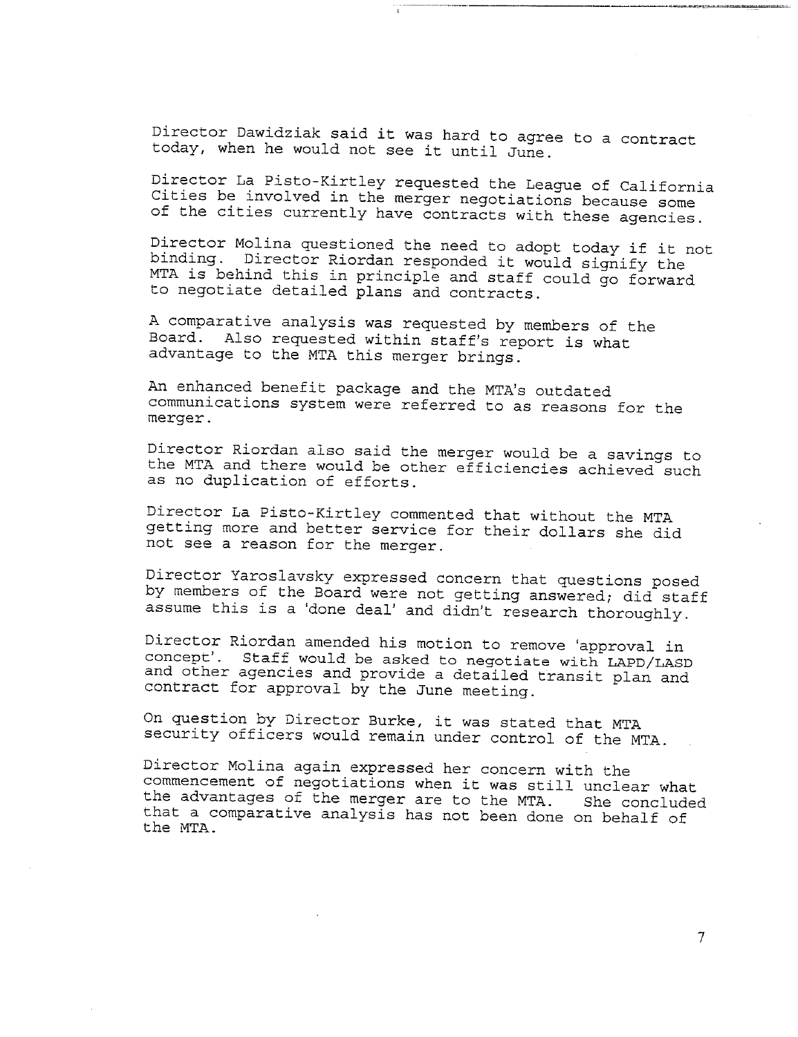Director Dawidziak said it was hard to agree to a contract today, when he would not see it until June.

Director La Pisto-Kirtley requested the League of California Cities be involved in the merger negotiations because some of the cities currently have contracts with these agencies.

Director Molina questioned the need to adopt today if it not binding. Director Riordan responded it would signify the MTA is behind this in principle and staff could go forward to negotiate detailed plans and contracts.

A comparative analysis was requested by members of the Board. Also requested within staff's report is what advantage to the MTA this merger brings.

An enhanced benefit package and the MTA's outdated communications system were referred to as reasons for the merger.

Director Riordan also said the merger would be a savings to the MTA and there would be other efficiencies achieved such as no duplication of efforts.

Director La Pisto-Kirtley commented that without the MTA getting more and better service for their dollars she did not see a reason for the merger.

Director Yaroslavsky expressed concern that questions posed by members of the Board were not getting answered; did staff assume this is a 'done deal' and didn't research thoroughly.

Director Riordan amended his motion to remove 'approval in concept'. Staff would be asked to negotiate with LAPD/LASD and other agencies and provide a detailed transit plan and contract for approval by the June meeting.

On question by Director Burke, it was stated that MTA security officers would remain under control of the MTA.

Director Molina again expressed her concern with the commencement of negotiations when it was still unclear what the advantages of the merger are to the MTA. She concluded that a comparative analysis has not been done on behalf of the MTA.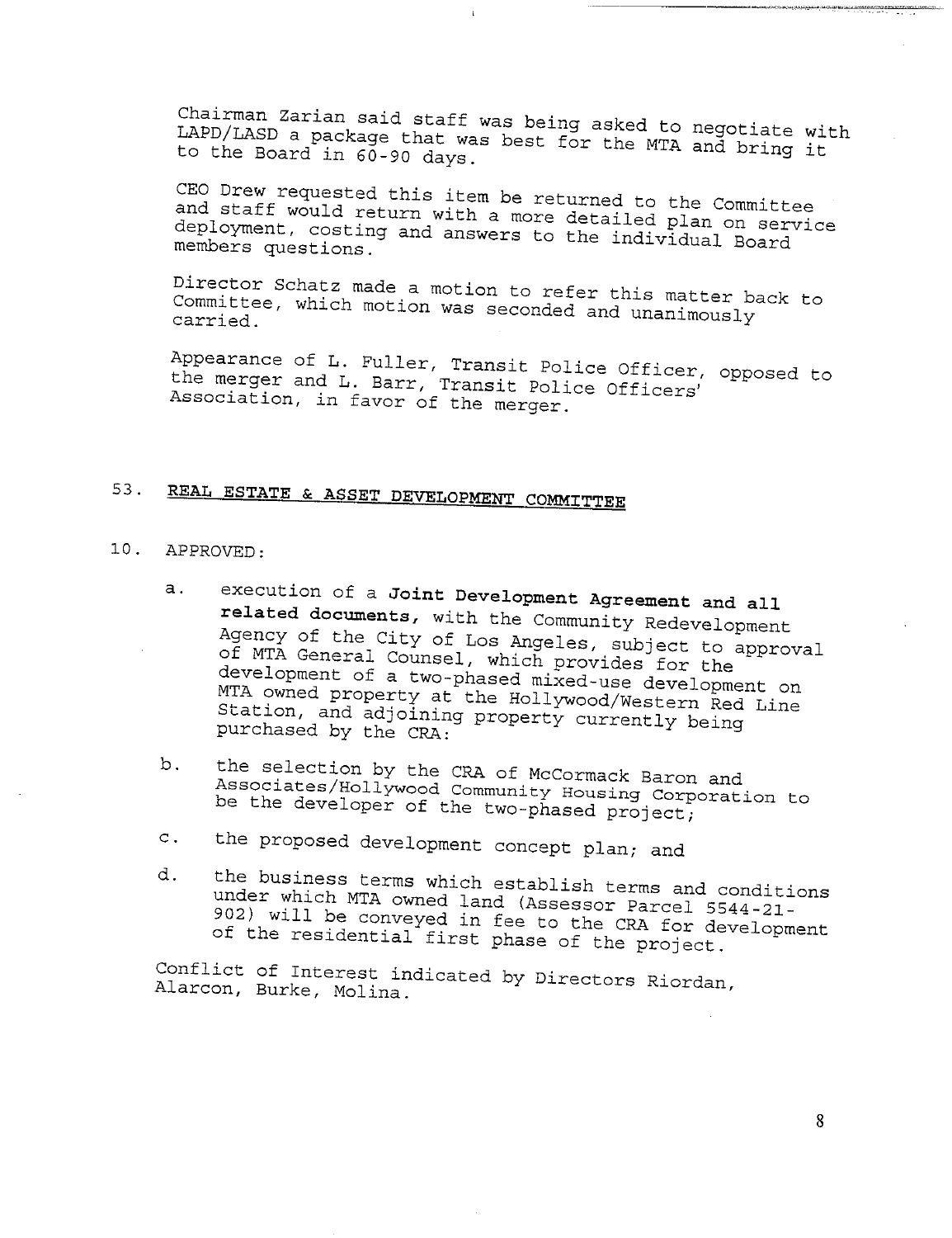Chairman Zarian said staff was being asked to negotiate with LAPD/LASD a package that was best for the MTA and bring it to the Board in 60-90 days.

CEO Drew requested this item be returned to the Committee and staff would return with a more detailed plan on service deployment, costing and answers to the individual Board members questions.

Director Schatz made a motion to refer this matter back to Committee, which motion was seconded and unanimously carried.

Appearance of L. Fuller, Transit Police Officer, opposed to the merger and L. Barr, Transit Police Officers' Association, in favor of the merger.

53. **REAL ESTATE & ASSET DEVELOPMENT COMMITTEE**

10. APPROVED:

    a. execution of a **Joint Development Agreement and all related documents,** with the Community Redevelopment Agency of the City of Los Angeles, subject to approval of MTA General Counsel, which provides for the development of a two-phased mixed-use development on MTA owned property at the Hollywood/Western Red Line Station, and adjoining property currently being purchased by the CRA:

    b. the selection by the CRA of McCormack Baron and Associates/Hollywood Community Housing Corporation to be the developer of the two-phased project;

    c. the proposed development concept plan; and

    d. the business terms which establish terms and conditions under which MTA owned land (Assessor Parcel 5544-21-902) will be conveyed in fee to the CRA for development of the residential first phase of the project.

Conflict of Interest indicated by Directors Riordan, Alarcon, Burke, Molina.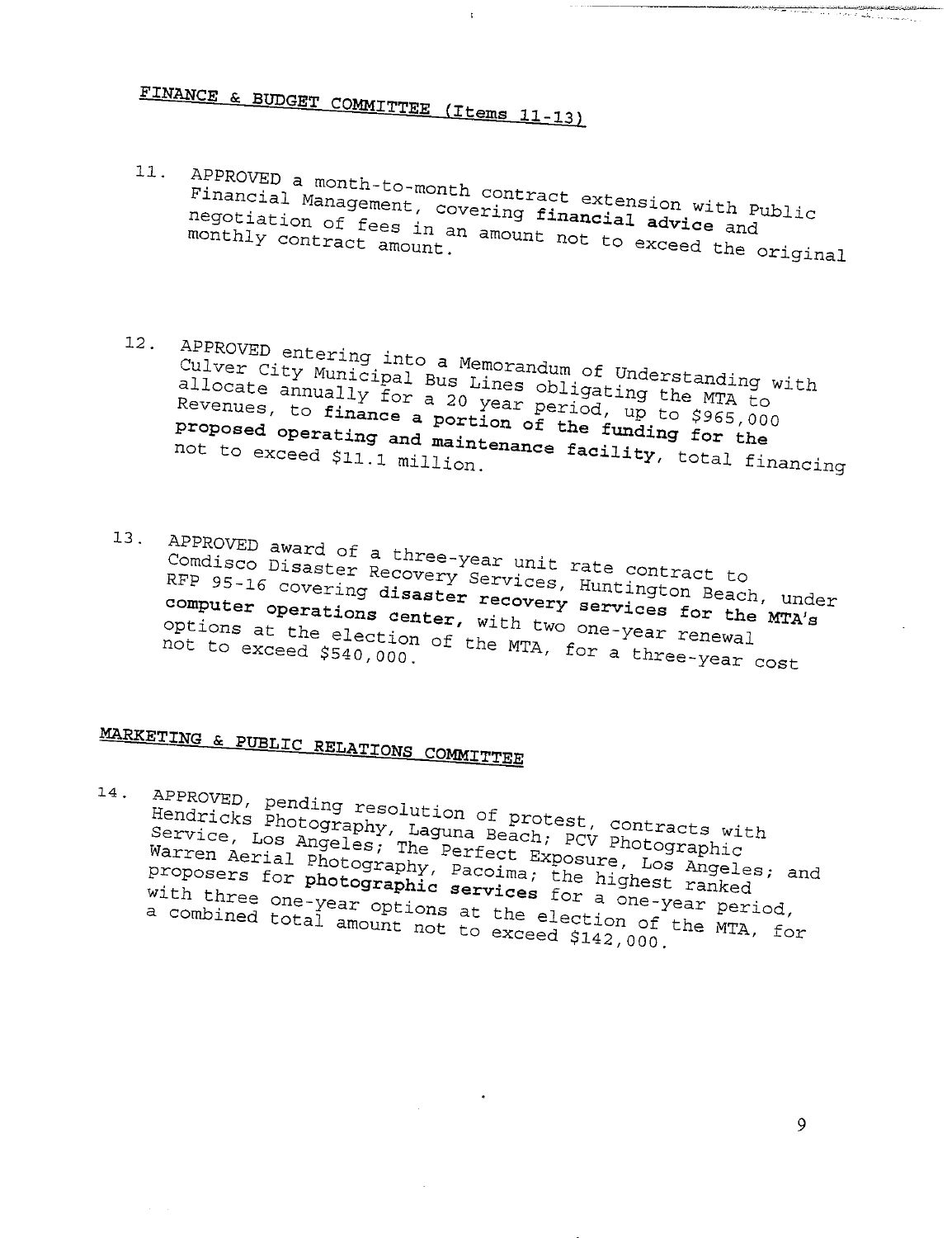## FINANCE & BUDGET COMMITTEE (Items 11-13)

11. APPROVED a month-to-month contract extension with Public Financial Management, covering **financial advice** and negotiation of fees in an amount not to exceed the original monthly contract amount.

12. APPROVED entering into a Memorandum of Understanding with Culver City Municipal Bus Lines obligating the MTA to allocate annually for a 20 year period, up to $965,000 Revenues, to **finance a portion of the funding for the proposed operating and maintenance facility**, total financing not to exceed $11.1 million.

13. APPROVED award of a three-year unit rate contract to Comdisco Disaster Recovery Services, Huntington Beach, under RFP 95-16 covering **disaster recovery services for the MTA's computer operations center**, with two one-year renewal options at the election of the MTA, for a three-year cost not to exceed $540,000.

## MARKETING & PUBLIC RELATIONS COMMITTEE

14. APPROVED, pending resolution of protest, contracts with Hendricks Photography, Laguna Beach; PCV Photographic Service, Los Angeles; The Perfect Exposure, Los Angeles; and Warren Aerial Photography, Pacoima; the highest ranked proposers for **photographic services** for a one-year period, with three one-year options at the election of the MTA, for a combined total amount not to exceed $142,000.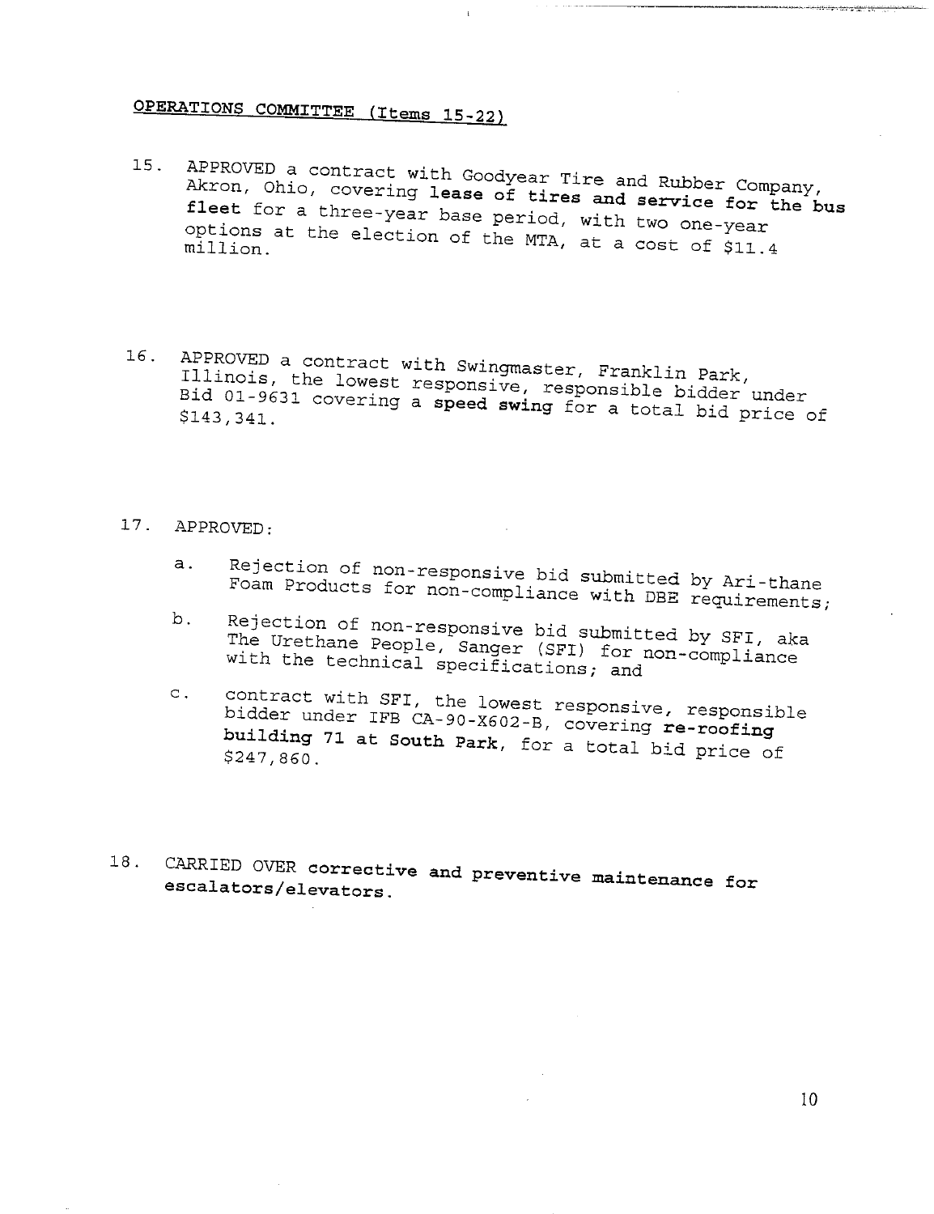## OPERATIONS COMMITTEE (Items 15-22)

15. APPROVED a contract with Goodyear Tire and Rubber Company, Akron, Ohio, covering **lease of tires and service for the bus fleet** for a three-year base period, with two one-year options at the election of the MTA, at a cost of $11.4 million.

16. APPROVED a contract with Swingmaster, Franklin Park, Illinois, the lowest responsive, responsible bidder under Bid 01-9631 covering a **speed swing** for a total bid price of $143,341.

17. APPROVED:

    a. Rejection of non-responsive bid submitted by Ari-thane Foam Products for non-compliance with DBE requirements;

    b. Rejection of non-responsive bid submitted by SFI, aka The Urethane People, Sanger (SFI) for non-compliance with the technical specifications; and

    c. contract with SFI, the lowest responsive, responsible bidder under IFB CA-90-X602-B, covering **re-roofing building 71 at South Park**, for a total bid price of $247,860.

18. CARRIED OVER **corrective and preventive maintenance for escalators/elevators.**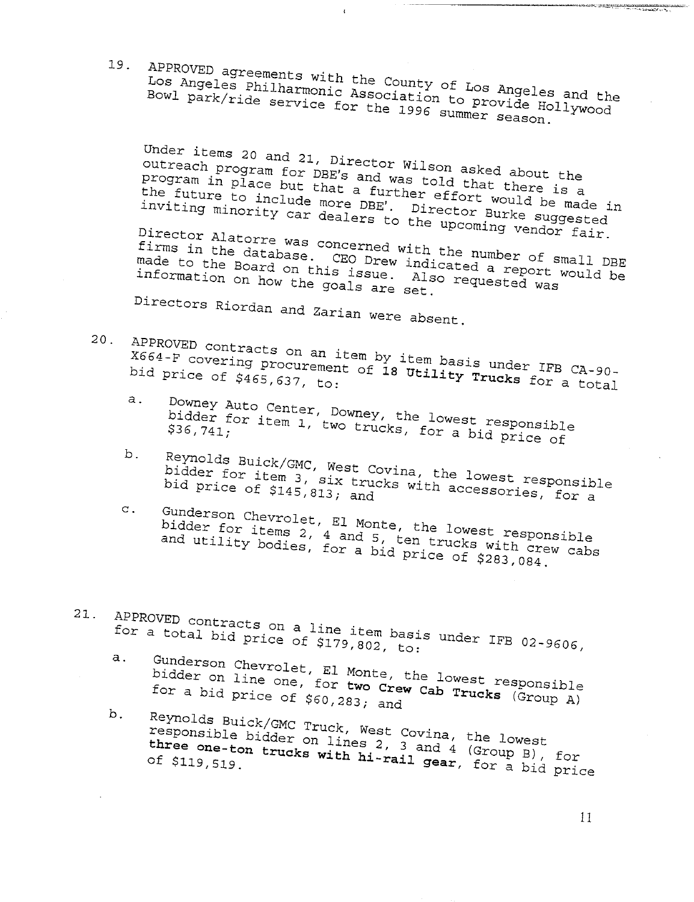19. APPROVED agreements with the County of Los Angeles and the Los Angeles Philharmonic Association to provide Hollywood Bowl park/ride service for the 1996 summer season.

Under items 20 and 21, Director Wilson asked about the outreach program for DBE's and was told that there is a program in place but that a further effort would be made in the future to include more DBE'. Director Burke suggested inviting minority car dealers to the upcoming vendor fair.

Director Alatorre was concerned with the number of small DBE firms in the database. CEO Drew indicated a report would be made to the Board on this issue. Also requested was information on how the goals are set.

Directors Riordan and Zarian were absent.

20. APPROVED contracts on an item by item basis under IFB CA-90-X664-F covering procurement of **18 Utility Trucks** for a total bid price of $465,637, to:

    a. Downey Auto Center, Downey, the lowest responsible bidder for item 1, two trucks, for a bid price of $36,741;

    b. Reynolds Buick/GMC, West Covina, the lowest responsible bidder for item 3, six trucks with accessories, for a bid price of $145,813; and

    c. Gunderson Chevrolet, El Monte, the lowest responsible bidder for items 2, 4 and 5, ten trucks with crew cabs and utility bodies, for a bid price of $283,084.

21. APPROVED contracts on a line item basis under IFB 02-9606, for a total bid price of $179,802, to:

    a. Gunderson Chevrolet, El Monte, the lowest responsible bidder on line one, for **two Crew Cab Trucks** (Group A) for a bid price of $60,283; and

    b. Reynolds Buick/GMC Truck, West Covina, the lowest responsible bidder on lines 2, 3 and 4 (Group B), for **three one-ton trucks with hi-rail gear**, for a bid price of $119,519.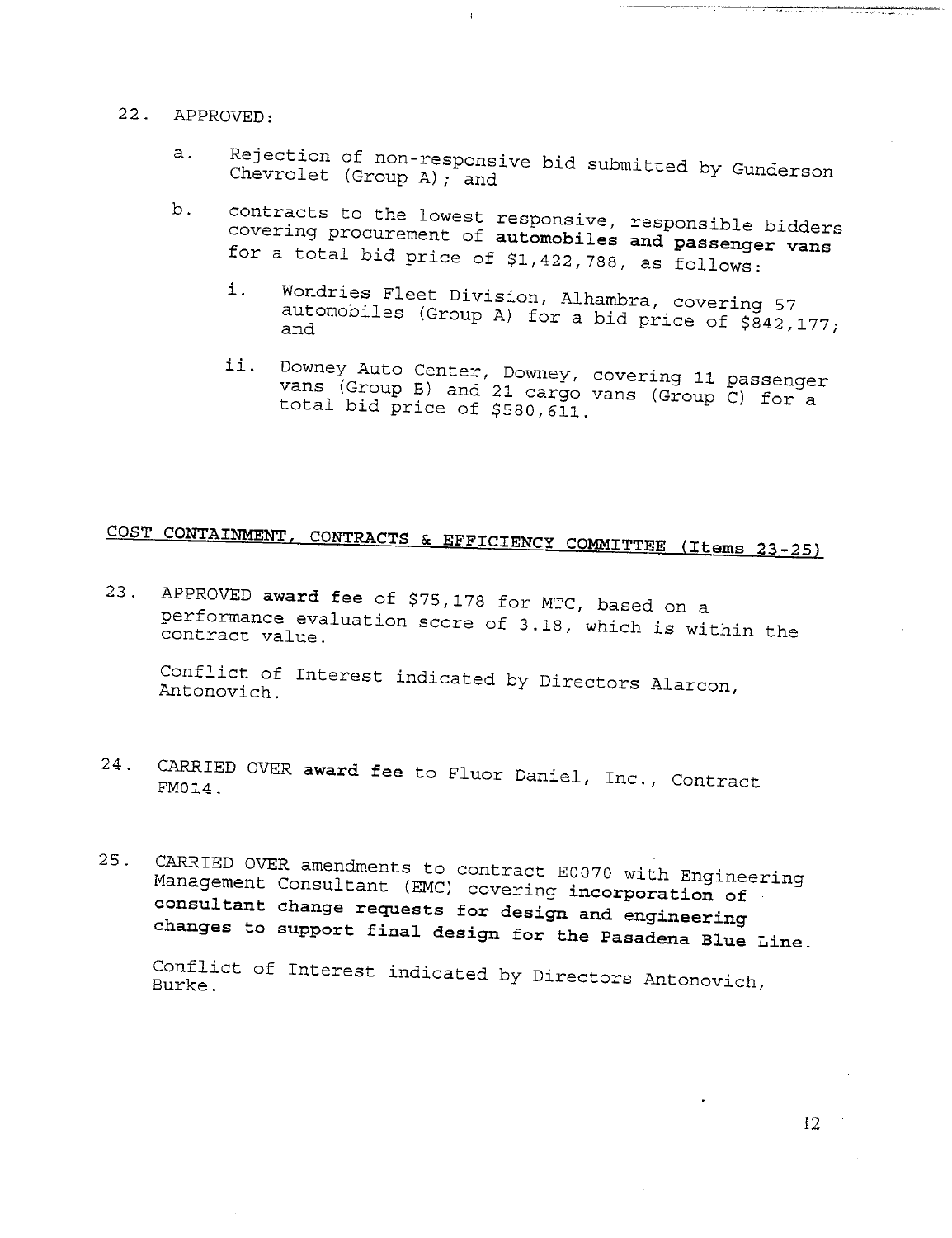22. APPROVED:

    a. Rejection of non-responsive bid submitted by Gunderson Chevrolet (Group A); and

    b. contracts to the lowest responsive, responsible bidders covering procurement of **automobiles and passenger vans** for a total bid price of $1,422,788, as follows:

        i. Wondries Fleet Division, Alhambra, covering 57 automobiles (Group A) for a bid price of $842,177; and

        ii. Downey Auto Center, Downey, covering 11 passenger vans (Group B) and 21 cargo vans (Group C) for a total bid price of $580,611.

## COST CONTAINMENT, CONTRACTS & EFFICIENCY COMMITTEE (Items 23-25)

23. APPROVED **award fee** of $75,178 for MTC, based on a performance evaluation score of 3.18, which is within the contract value.

    Conflict of Interest indicated by Directors Alarcon, Antonovich.

24. CARRIED OVER **award fee** to Fluor Daniel, Inc., Contract FM014.

25. CARRIED OVER amendments to contract E0070 with Engineering Management Consultant (EMC) covering **incorporation of consultant change requests for design and engineering changes to support final design for the Pasadena Blue Line**.

    Conflict of Interest indicated by Directors Antonovich, Burke.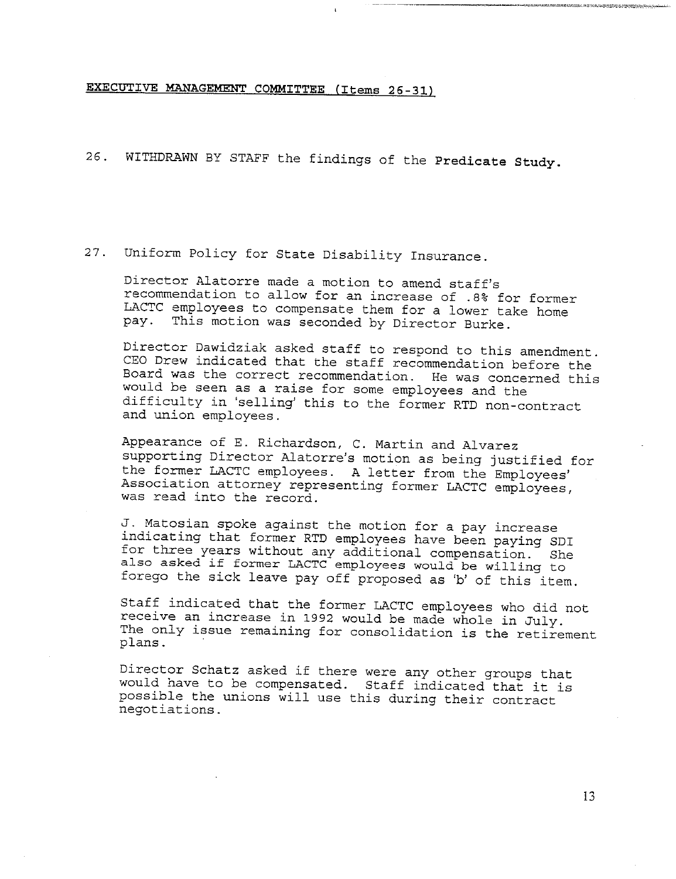**EXECUTIVE MANAGEMENT COMMITTEE (Items 26-31)**

26. WITHDRAWN BY STAFF the findings of the **Predicate Study.**

27. Uniform Policy for State Disability Insurance.

    Director Alatorre made a motion to amend staff's recommendation to allow for an increase of .8% for former LACTC employees to compensate them for a lower take home pay. This motion was seconded by Director Burke.

    Director Dawidziak asked staff to respond to this amendment. CEO Drew indicated that the staff recommendation before the Board was the correct recommendation. He was concerned this would be seen as a raise for some employees and the difficulty in 'selling' this to the former RTD non-contract and union employees.

    Appearance of E. Richardson, C. Martin and Alvarez supporting Director Alatorre's motion as being justified for the former LACTC employees. A letter from the Employees' Association attorney representing former LACTC employees, was read into the record.

    J. Matosian spoke against the motion for a pay increase indicating that former RTD employees have been paying SDI for three years without any additional compensation. She also asked if former LACTC employees would be willing to forego the sick leave pay off proposed as 'b' of this item.

    Staff indicated that the former LACTC employees who did not receive an increase in 1992 would be made whole in July. The only issue remaining for consolidation is the retirement plans.

    Director Schatz asked if there were any other groups that would have to be compensated. Staff indicated that it is possible the unions will use this during their contract negotiations.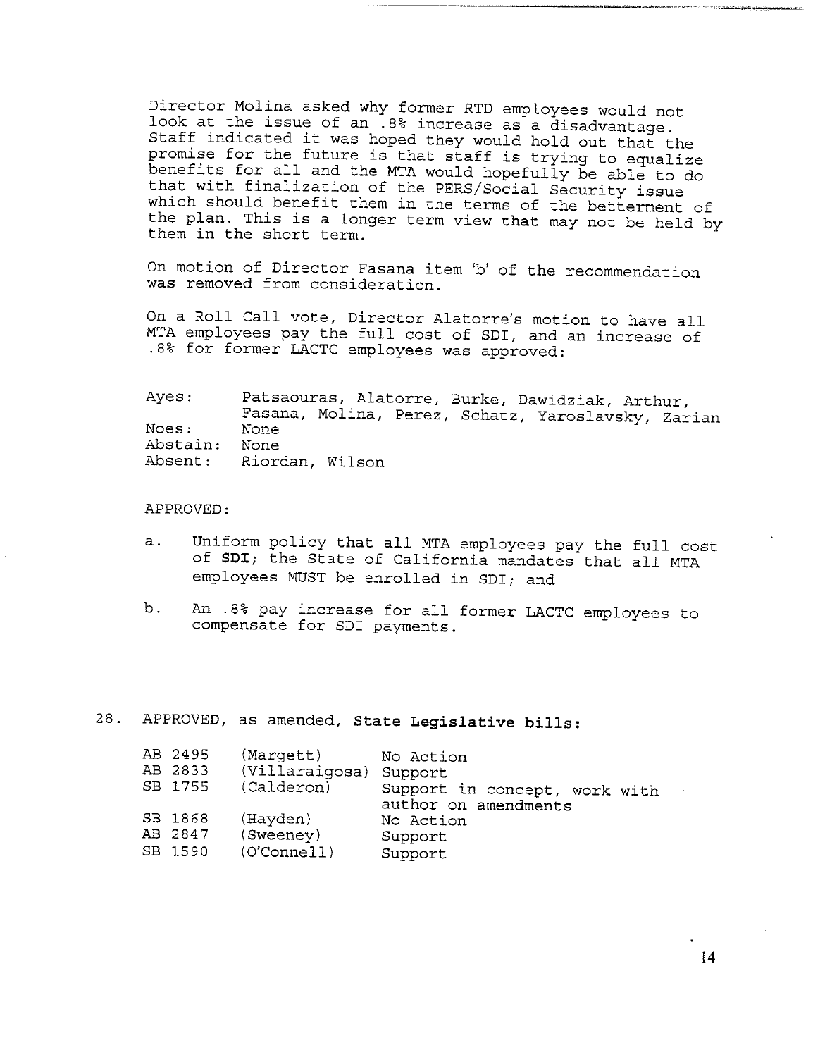Director Molina asked why former RTD employees would not look at the issue of an .8% increase as a disadvantage. Staff indicated it was hoped they would hold out that the promise for the future is that staff is trying to equalize benefits for all and the MTA would hopefully be able to do that with finalization of the PERS/Social Security issue which should benefit them in the terms of the betterment of the plan. This is a longer term view that may not be held by them in the short term.

On motion of Director Fasana item 'b' of the recommendation was removed from consideration.

On a Roll Call vote, Director Alatorre's motion to have all MTA employees pay the full cost of SDI, and an increase of .8% for former LACTC employees was approved:

| | |
|---|---|
| Ayes: | Patsaouras, Alatorre, Burke, Dawidziak, Arthur, Fasana, Molina, Perez, Schatz, Yaroslavsky, Zarian |
| Noes: | None |
| Abstain: | None |
| Absent: | Riordan, Wilson |

APPROVED:

a. Uniform policy that all MTA employees pay the full cost of **SDI**; the State of California mandates that all MTA employees MUST be enrolled in SDI; and

b. An .8% pay increase for all former LACTC employees to compensate for SDI payments.

28. APPROVED, as amended, **State Legislative bills:**

| | | |
|---|---|---|
| AB 2495 | (Margett) | No Action |
| AB 2833 | (Villaraigosa) | Support |
| SB 1755 | (Calderon) | Support in concept, work with author on amendments |
| SB 1868 | (Hayden) | No Action |
| AB 2847 | (Sweeney) | Support |
| SB 1590 | (O'Connell) | Support |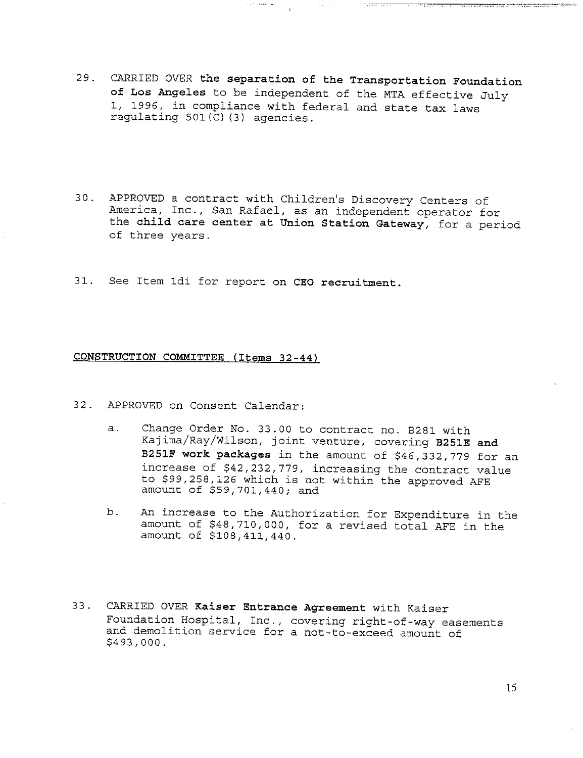29. CARRIED OVER **the separation of the Transportation Foundation of Los Angeles** to be independent of the MTA effective July 1, 1996, in compliance with federal and state tax laws regulating 501(C)(3) agencies.

30. APPROVED a contract with Children's Discovery Centers of America, Inc., San Rafael, as an independent operator for the **child care center at Union Station Gateway**, for a period of three years.

31. See Item 1di for report on **CEO recruitment.**

## CONSTRUCTION COMMITTEE (Items 32-44)

32. APPROVED on Consent Calendar:

    a. Change Order No. 33.00 to contract no. B281 with Kajima/Ray/Wilson, joint venture, covering **B251E and B251F work packages** in the amount of $46,332,779 for an increase of $42,232,779, increasing the contract value to $99,258,126 which is not within the approved AFE amount of $59,701,440; and

    b. An increase to the Authorization for Expenditure in the amount of $48,710,000, for a revised total AFE in the amount of $108,411,440.

33. CARRIED OVER **Kaiser Entrance Agreement** with Kaiser Foundation Hospital, Inc., covering right-of-way easements and demolition service for a not-to-exceed amount of $493,000.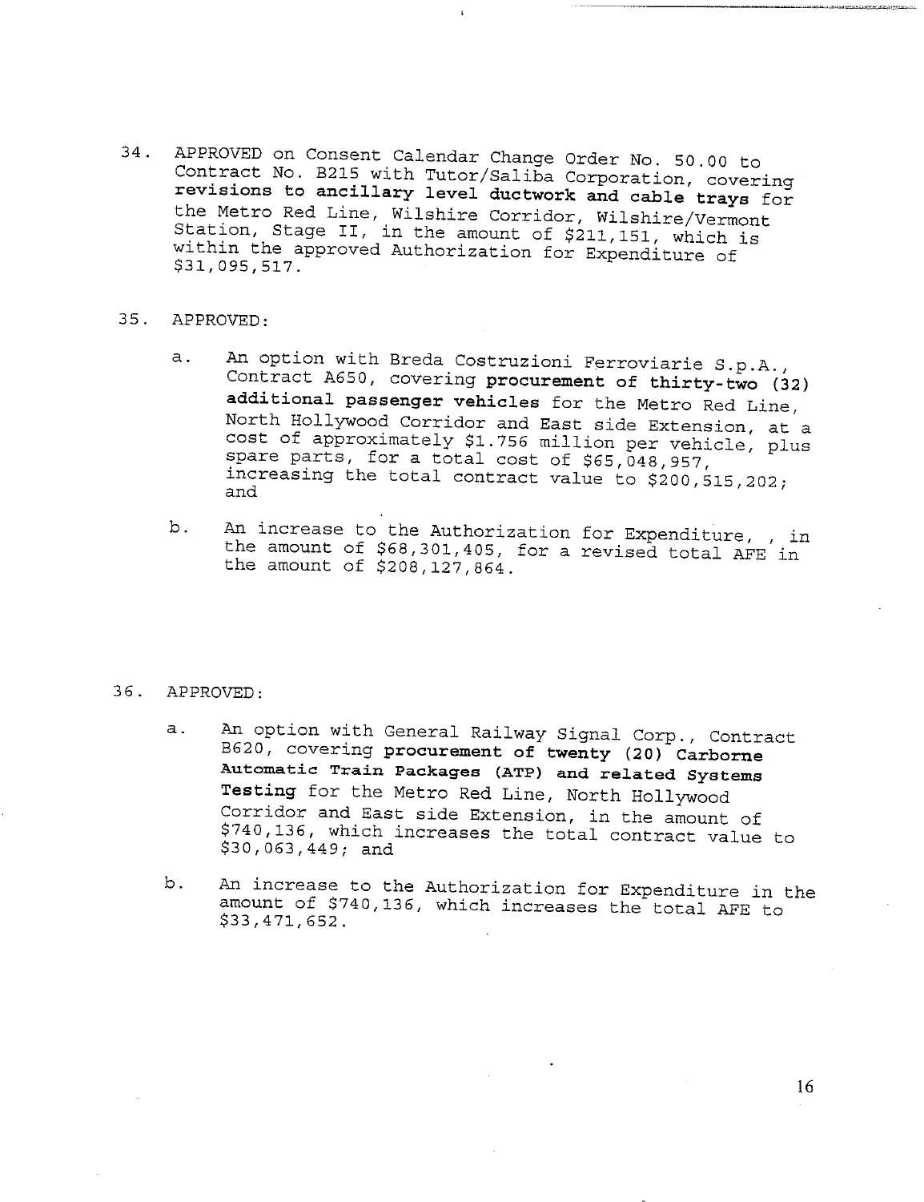34. APPROVED on Consent Calendar Change Order No. 50.00 to Contract No. B215 with Tutor/Saliba Corporation, covering **revisions to ancillary level ductwork and cable trays** for the Metro Red Line, Wilshire Corridor, Wilshire/Vermont Station, Stage II, in the amount of $211,151, which is within the approved Authorization for Expenditure of $31,095,517.

35. APPROVED:

    a. An option with Breda Costruzioni Ferroviarie S.p.A., Contract A650, covering **procurement of thirty-two (32) additional passenger vehicles** for the Metro Red Line, North Hollywood Corridor and East side Extension, at a cost of approximately $1.756 million per vehicle, plus spare parts, for a total cost of $65,048,957, increasing the total contract value to $200,515,202; and

    b. An increase to the Authorization for Expenditure, , in the amount of $68,301,405, for a revised total AFE in the amount of $208,127,864.

36. APPROVED:

    a. An option with General Railway Signal Corp., Contract B620, covering **procurement of twenty (20) Carborne Automatic Train Packages (ATP) and related Systems Testing** for the Metro Red Line, North Hollywood Corridor and East side Extension, in the amount of $740,136, which increases the total contract value to $30,063,449; and

    b. An increase to the Authorization for Expenditure in the amount of $740,136, which increases the total AFE to $33,471,652.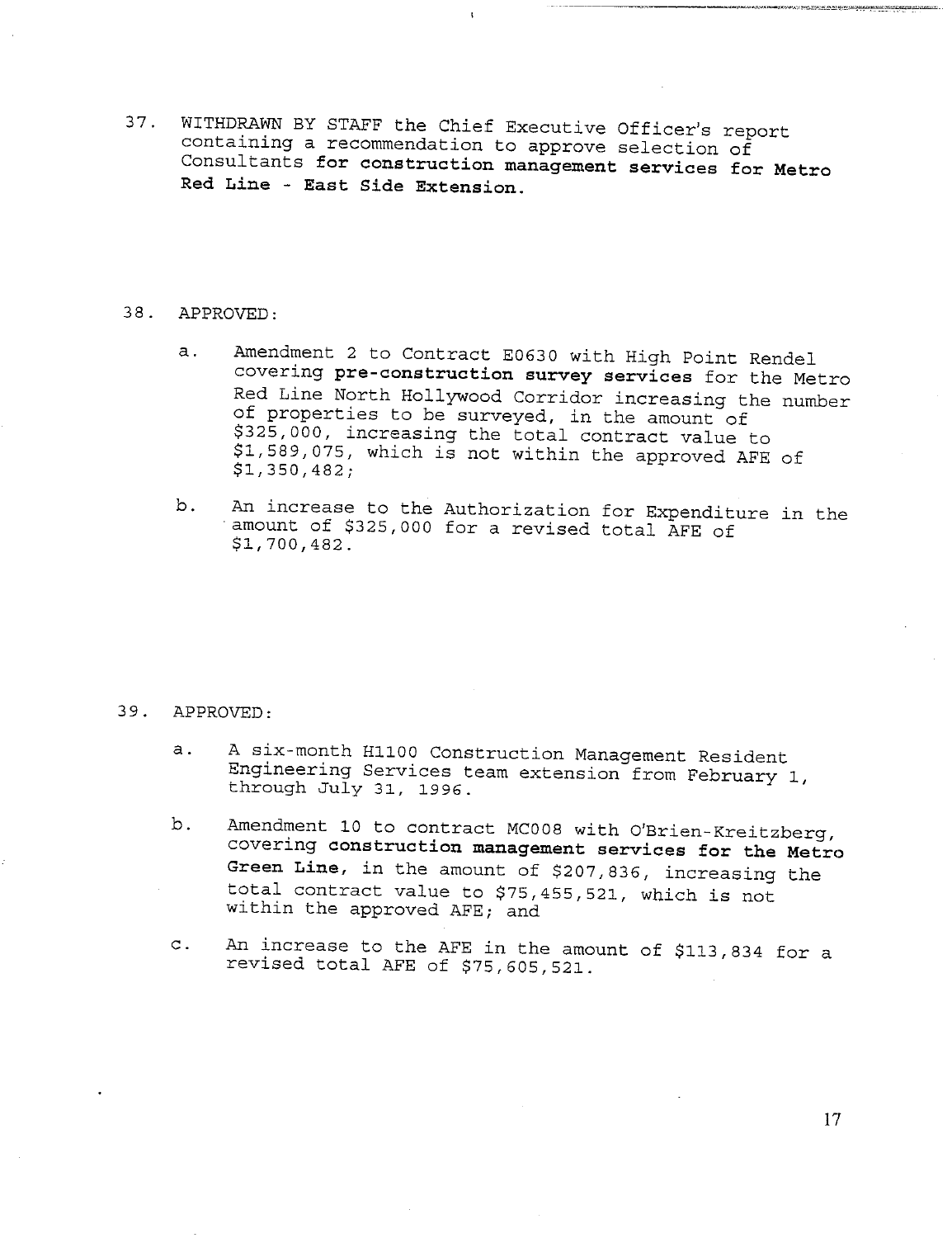37. WITHDRAWN BY STAFF the Chief Executive Officer's report containing a recommendation to approve selection of Consultants **for construction management services for Metro Red Line - East Side Extension.**

38. APPROVED:

    a. Amendment 2 to Contract E0630 with High Point Rendel covering **pre-construction survey services** for the Metro Red Line North Hollywood Corridor increasing the number of properties to be surveyed, in the amount of $325,000, increasing the total contract value to $1,589,075, which is not within the approved AFE of $1,350,482;

    b. An increase to the Authorization for Expenditure in the amount of $325,000 for a revised total AFE of $1,700,482.

39. APPROVED:

    a. A six-month H1100 Construction Management Resident Engineering Services team extension from February 1, through July 31, 1996.

    b. Amendment 10 to contract MC008 with O'Brien-Kreitzberg, covering **construction management services for the Metro Green Line,** in the amount of $207,836, increasing the total contract value to $75,455,521, which is not within the approved AFE; and

    c. An increase to the AFE in the amount of $113,834 for a revised total AFE of $75,605,521.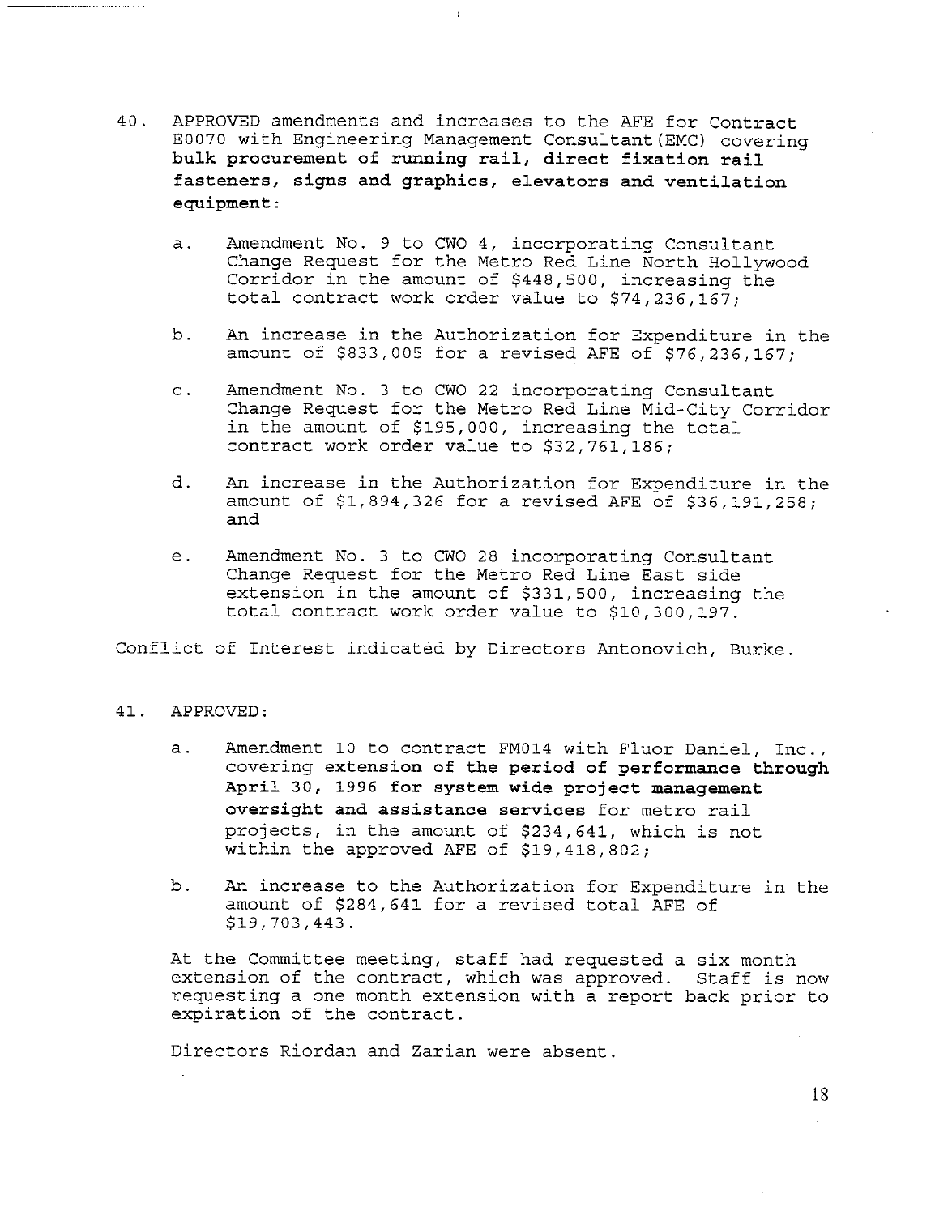40. APPROVED amendments and increases to the AFE for Contract E0070 with Engineering Management Consultant(EMC) covering **bulk procurement of running rail, direct fixation rail fasteners, signs and graphics, elevators and ventilation equipment**:

    a. Amendment No. 9 to CWO 4, incorporating Consultant Change Request for the Metro Red Line North Hollywood Corridor in the amount of $448,500, increasing the total contract work order value to $74,236,167;

    b. An increase in the Authorization for Expenditure in the amount of $833,005 for a revised AFE of $76,236,167;

    c. Amendment No. 3 to CWO 22 incorporating Consultant Change Request for the Metro Red Line Mid-City Corridor in the amount of $195,000, increasing the total contract work order value to $32,761,186;

    d. An increase in the Authorization for Expenditure in the amount of $1,894,326 for a revised AFE of $36,191,258; and

    e. Amendment No. 3 to CWO 28 incorporating Consultant Change Request for the Metro Red Line East side extension in the amount of $331,500, increasing the total contract work order value to $10,300,197.

Conflict of Interest indicated by Directors Antonovich, Burke.

41. APPROVED:

    a. Amendment 10 to contract FM014 with Fluor Daniel, Inc., covering **extension of the period of performance through April 30, 1996 for system wide project management oversight and assistance services** for metro rail projects, in the amount of $234,641, which is not within the approved AFE of $19,418,802;

    b. An increase to the Authorization for Expenditure in the amount of $284,641 for a revised total AFE of $19,703,443.

    At the Committee meeting, staff had requested a six month extension of the contract, which was approved. Staff is now requesting a one month extension with a report back prior to expiration of the contract.

    Directors Riordan and Zarian were absent.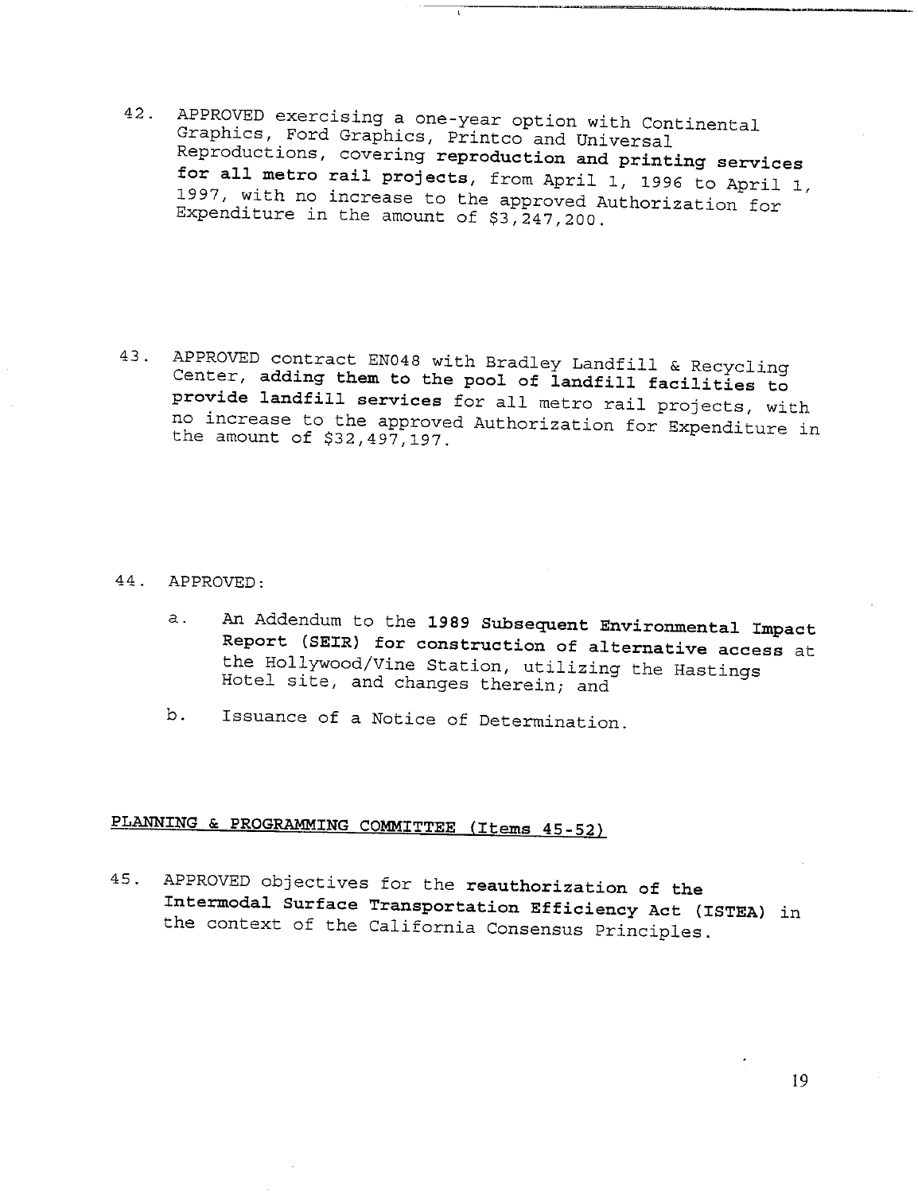42. APPROVED exercising a one-year option with Continental Graphics, Ford Graphics, Printco and Universal Reproductions, covering **reproduction and printing services for all metro rail projects**, from April 1, 1996 to April 1, 1997, with no increase to the approved Authorization for Expenditure in the amount of $3,247,200.

43. APPROVED contract EN048 with Bradley Landfill & Recycling Center, **adding them to the pool of landfill facilities to provide landfill services** for all metro rail projects, with no increase to the approved Authorization for Expenditure in the amount of $32,497,197.

44. APPROVED:

    a. An Addendum to the **1989 Subsequent Environmental Impact Report (SEIR) for construction of alternative access** at the Hollywood/Vine Station, utilizing the Hastings Hotel site, and changes therein; and

    b. Issuance of a Notice of Determination.

<u>PLANNING & PROGRAMMING COMMITTEE (Items 45-52)</u>

45. APPROVED objectives for the **reauthorization of the Intermodal Surface Transportation Efficiency Act (ISTEA)** in the context of the California Consensus Principles.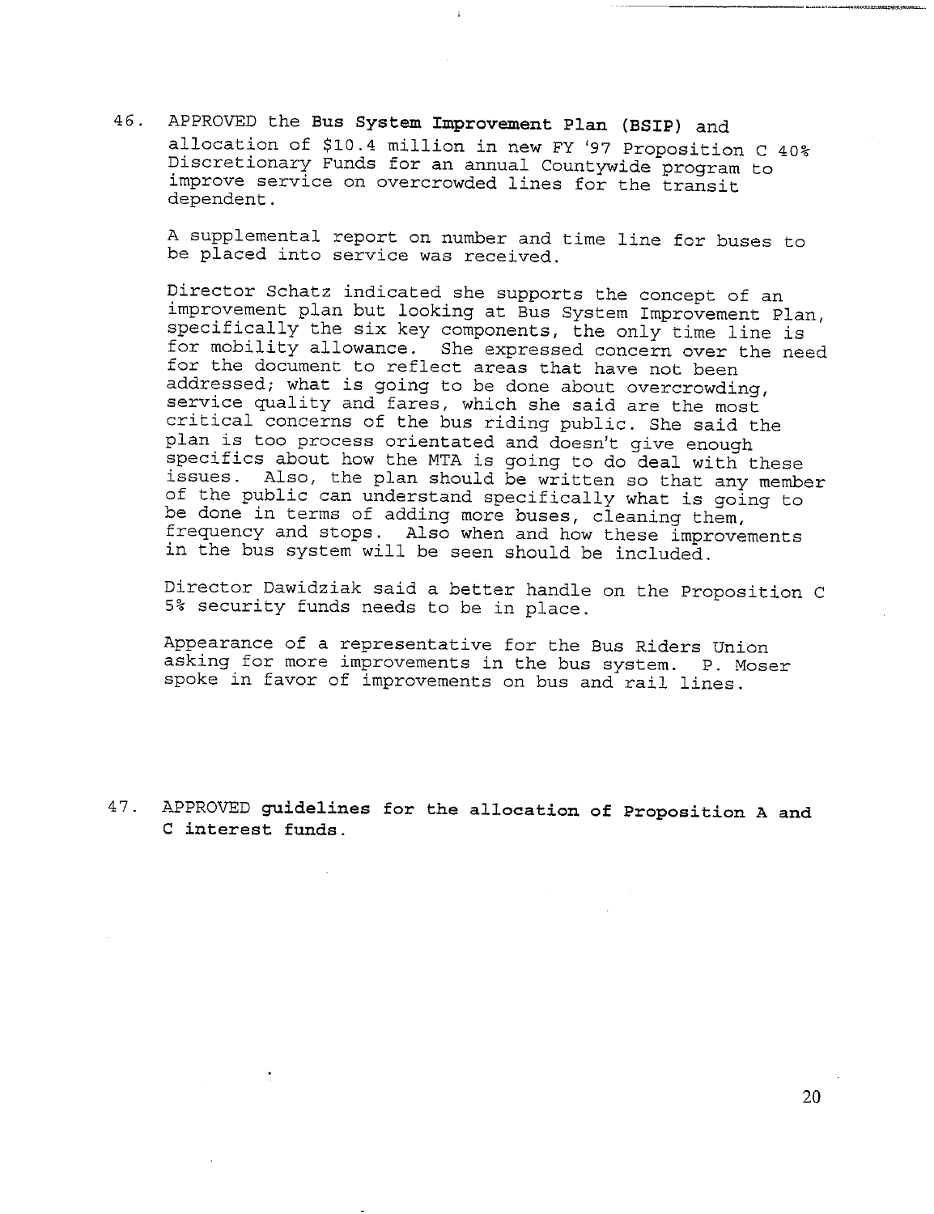46. APPROVED the **Bus System Improvement Plan (BSIP)** and allocation of $10.4 million in new FY '97 Proposition C 40% Discretionary Funds for an annual Countywide program to improve service on overcrowded lines for the transit dependent.

    A supplemental report on number and time line for buses to be placed into service was received.

    Director Schatz indicated she supports the concept of an improvement plan but looking at Bus System Improvement Plan, specifically the six key components, the only time line is for mobility allowance. She expressed concern over the need for the document to reflect areas that have not been addressed; what is going to be done about overcrowding, service quality and fares, which she said are the most critical concerns of the bus riding public. She said the plan is too process orientated and doesn't give enough specifics about how the MTA is going to do deal with these issues. Also, the plan should be written so that any member of the public can understand specifically what is going to be done in terms of adding more buses, cleaning them, frequency and stops. Also when and how these improvements in the bus system will be seen should be included.

    Director Dawidziak said a better handle on the Proposition C 5% security funds needs to be in place.

    Appearance of a representative for the Bus Riders Union asking for more improvements in the bus system. P. Moser spoke in favor of improvements on bus and rail lines.

47. APPROVED **guidelines for the allocation of Proposition A and C interest funds.**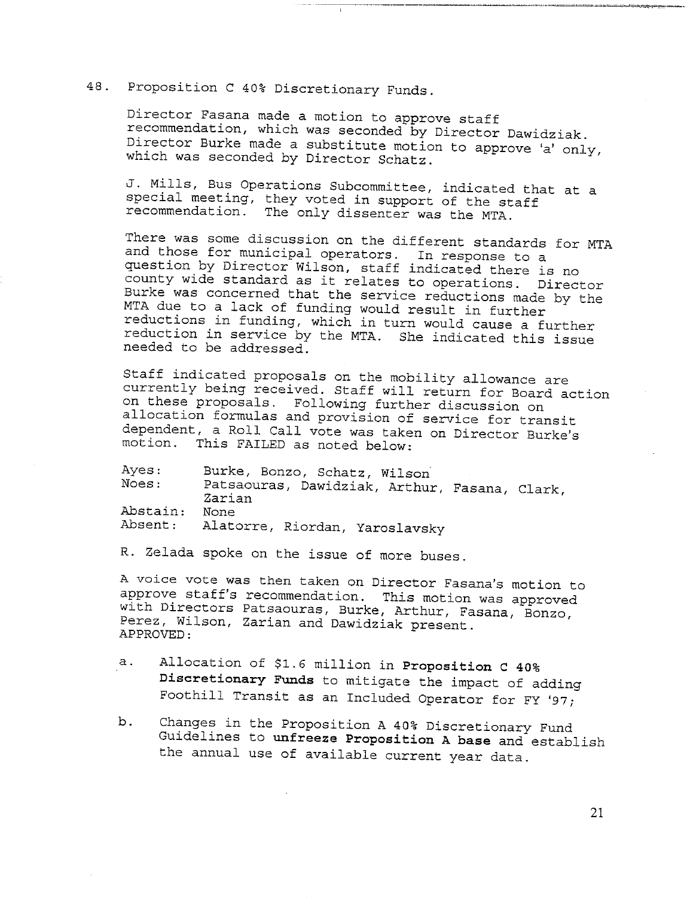48. Proposition C 40% Discretionary Funds.

Director Fasana made a motion to approve staff recommendation, which was seconded by Director Dawidziak. Director Burke made a substitute motion to approve 'a' only, which was seconded by Director Schatz.

J. Mills, Bus Operations Subcommittee, indicated that at a special meeting, they voted in support of the staff recommendation. The only dissenter was the MTA.

There was some discussion on the different standards for MTA and those for municipal operators. In response to a question by Director Wilson, staff indicated there is no county wide standard as it relates to operations. Director Burke was concerned that the service reductions made by the MTA due to a lack of funding would result in further reductions in funding, which in turn would cause a further reduction in service by the MTA. She indicated this issue needed to be addressed.

Staff indicated proposals on the mobility allowance are currently being received. Staff will return for Board action on these proposals. Following further discussion on allocation formulas and provision of service for transit dependent, a Roll Call vote was taken on Director Burke's motion. This FAILED as noted below:

| | |
|---|---|
| Ayes: | Burke, Bonzo, Schatz, Wilson |
| Noes: | Patsaouras, Dawidziak, Arthur, Fasana, Clark, Zarian |
| Abstain: | None |
| Absent: | Alatorre, Riordan, Yaroslavsky |

R. Zelada spoke on the issue of more buses.

A voice vote was then taken on Director Fasana's motion to approve staff's recommendation. This motion was approved with Directors Patsaouras, Burke, Arthur, Fasana, Bonzo, Perez, Wilson, Zarian and Dawidziak present.
APPROVED:

a. Allocation of $1.6 million in **Proposition C 40% Discretionary Funds** to mitigate the impact of adding Foothill Transit as an Included Operator for FY '97;

b. Changes in the Proposition A 40% Discretionary Fund Guidelines to **unfreeze Proposition A base** and establish the annual use of available current year data.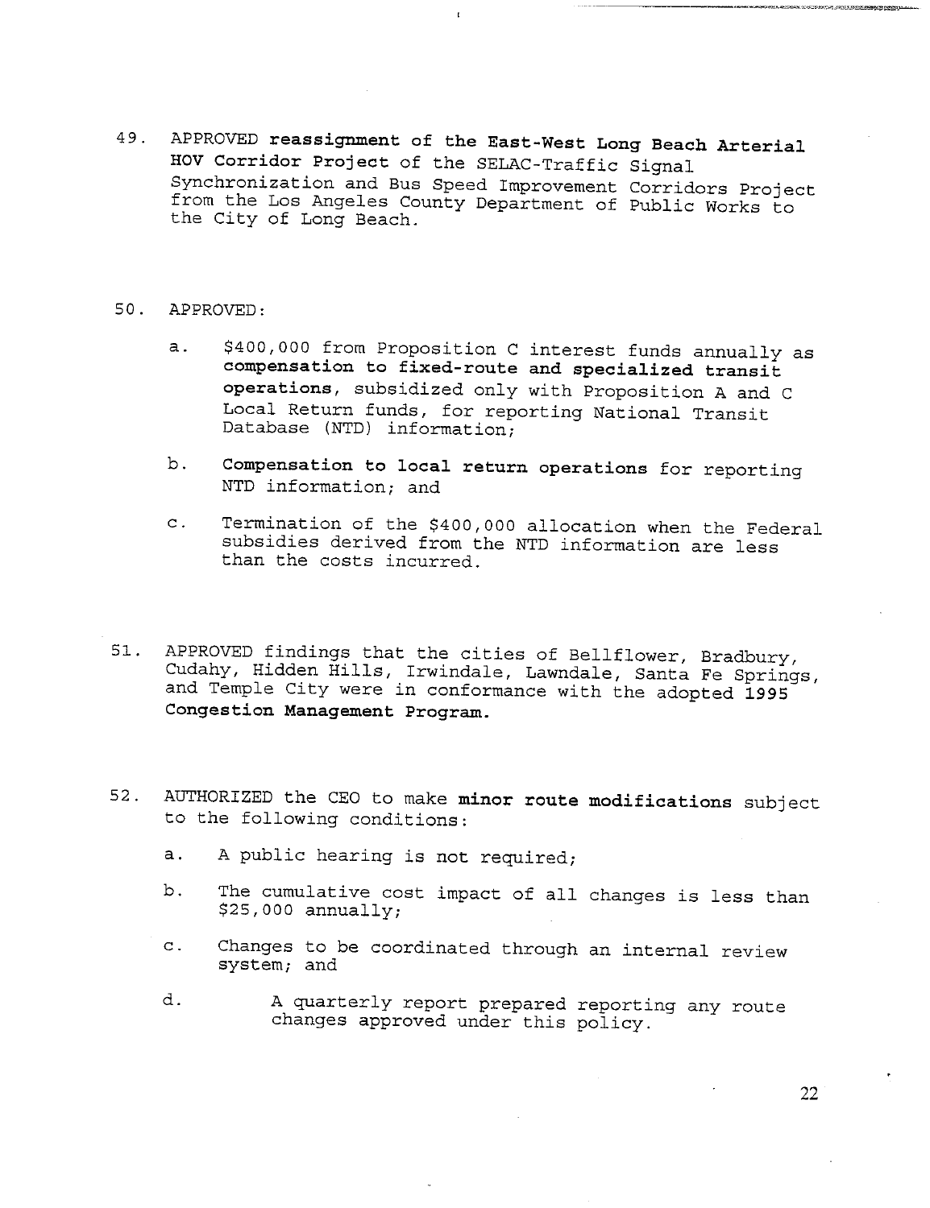49. APPROVED **reassignment of the East-West Long Beach Arterial HOV Corridor Project** of the SELAC-Traffic Signal Synchronization and Bus Speed Improvement Corridors Project from the Los Angeles County Department of Public Works to the City of Long Beach.

50. APPROVED:

    a. $400,000 from Proposition C interest funds annually as **compensation to fixed-route and specialized transit operations**, subsidized only with Proposition A and C Local Return funds, for reporting National Transit Database (NTD) information;

    b. **Compensation to local return operations** for reporting NTD information; and

    c. Termination of the $400,000 allocation when the Federal subsidies derived from the NTD information are less than the costs incurred.

51. APPROVED findings that the cities of Bellflower, Bradbury, Cudahy, Hidden Hills, Irwindale, Lawndale, Santa Fe Springs, and Temple City were in conformance with the adopted **1995 Congestion Management Program.**

52. AUTHORIZED the CEO to make **minor route modifications** subject to the following conditions:

    a. A public hearing is not required;

    b. The cumulative cost impact of all changes is less than $25,000 annually;

    c. Changes to be coordinated through an internal review system; and

    d. A quarterly report prepared reporting any route changes approved under this policy.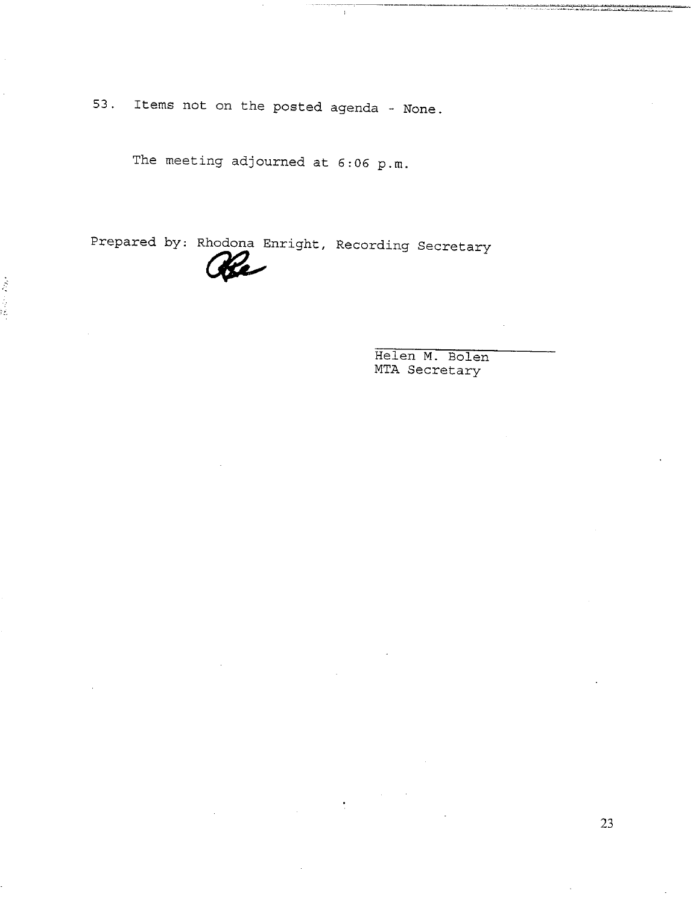53. Items not on the posted agenda - None.

The meeting adjourned at 6:06 p.m.

Prepared by: Rhodona Enright, Recording Secretary

Helen M. Bolen
MTA Secretary